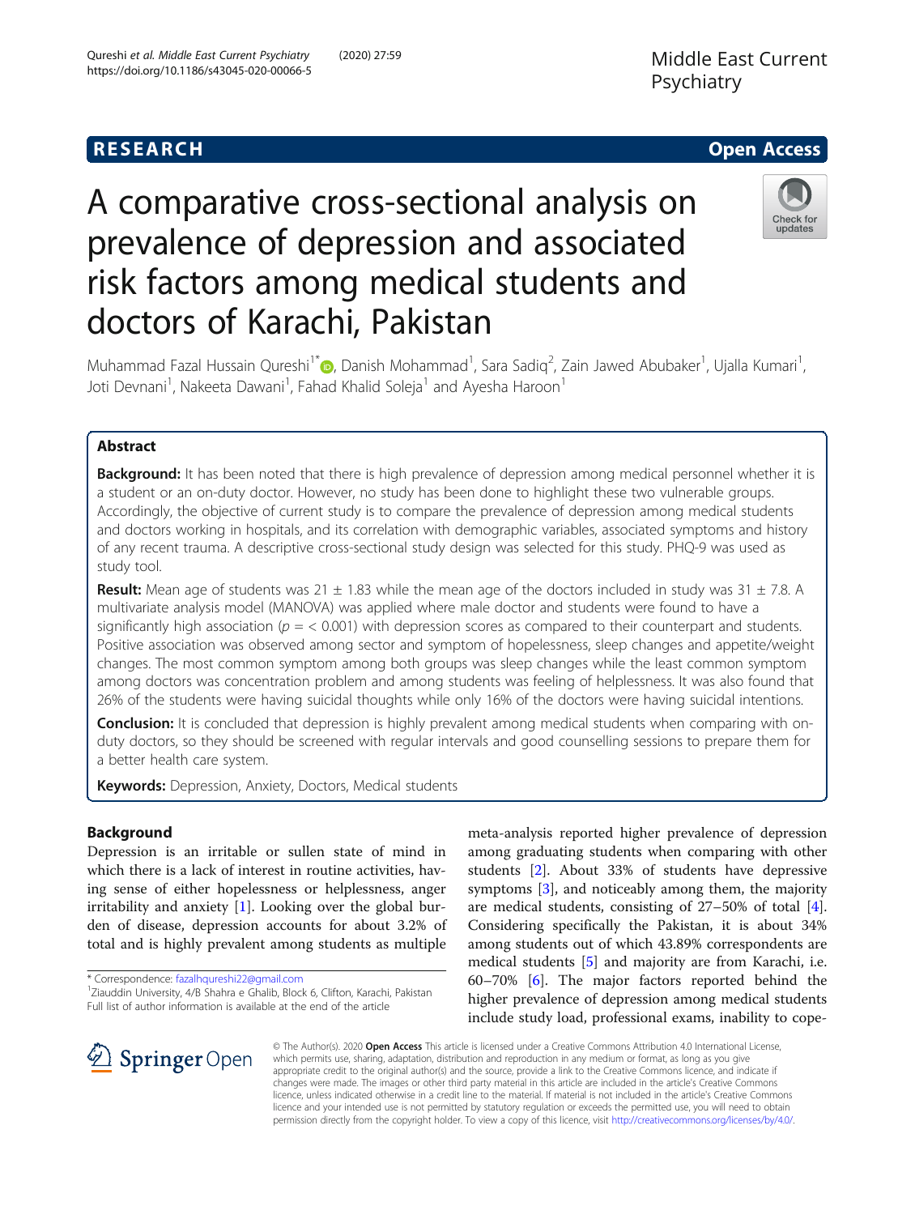RESEARCH

Open Access

# A comparative cross-sectional analysis on prevalence of depression and associated risk factors among medical students and doctors of Karachi, Pakistan

Muhammad Fazal Hussain Qureshi[1*], Danish Mohammad[1], Sara Sadiq[2], Zain Jawed Abubaker[1], Ujalla Kumari[1], Joti Devnani[1], Nakeeta Dawani[1], Fahad Khalid Soleja[1] and Ayesha Haroon[1]

## Abstract

**Background:** It has been noted that there is high prevalence of depression among medical personnel whether it is a student or an on-duty doctor. However, no study has been done to highlight these two vulnerable groups. Accordingly, the objective of current study is to compare the prevalence of depression among medical students and doctors working in hospitals, and its correlation with demographic variables, associated symptoms and history of any recent trauma. A descriptive cross-sectional study design was selected for this study. PHQ-9 was used as study tool.

**Result:** Mean age of students was 21 ± 1.83 while the mean age of the doctors included in study was 31 ± 7.8. A multivariate analysis model (MANOVA) was applied where male doctor and students were found to have a significantly high association ($p = < 0.001$) with depression scores as compared to their counterpart and students. Positive association was observed among sector and symptom of hopelessness, sleep changes and appetite/weight changes. The most common symptom among both groups was sleep changes while the least common symptom among doctors was concentration problem and among students was feeling of helplessness. It was also found that 26% of the students were having suicidal thoughts while only 16% of the doctors were having suicidal intentions.

**Conclusion:** It is concluded that depression is highly prevalent among medical students when comparing with on-duty doctors, so they should be screened with regular intervals and good counselling sessions to prepare them for a better health care system.

**Keywords:** Depression, Anxiety, Doctors, Medical students

## Background

Depression is an irritable or sullen state of mind in which there is a lack of interest in routine activities, having sense of either hopelessness or helplessness, anger irritability and anxiety [1]. Looking over the global burden of disease, depression accounts for about 3.2% of total and is highly prevalent among students as multiple meta-analysis reported higher prevalence of depression among graduating students when comparing with other students [2]. About 33% of students have depressive symptoms [3], and noticeably among them, the majority are medical students, consisting of 27–50% of total [4]. Considering specifically the Pakistan, it is about 34% among students out of which 43.89% correspondents are medical students [5] and majority are from Karachi, i.e. 60–70% [6]. The major factors reported behind the higher prevalence of depression among medical students include study load, professional exams, inability to cope-

\* Correspondence: fazalhqureshi22@gmail.com
[1]Ziauddin University, 4/B Shahra e Ghalib, Block 6, Clifton, Karachi, Pakistan
Full list of author information is available at the end of the article

© The Author(s). 2020 **Open Access** This article is licensed under a Creative Commons Attribution 4.0 International License, which permits use, sharing, adaptation, distribution and reproduction in any medium or format, as long as you give appropriate credit to the original author(s) and the source, provide a link to the Creative Commons licence, and indicate if changes were made. The images or other third party material in this article are included in the article's Creative Commons licence, unless indicated otherwise in a credit line to the material. If material is not included in the article's Creative Commons licence and your intended use is not permitted by statutory regulation or exceeds the permitted use, you will need to obtain permission directly from the copyright holder. To view a copy of this licence, visit http://creativecommons.org/licenses/by/4.0/.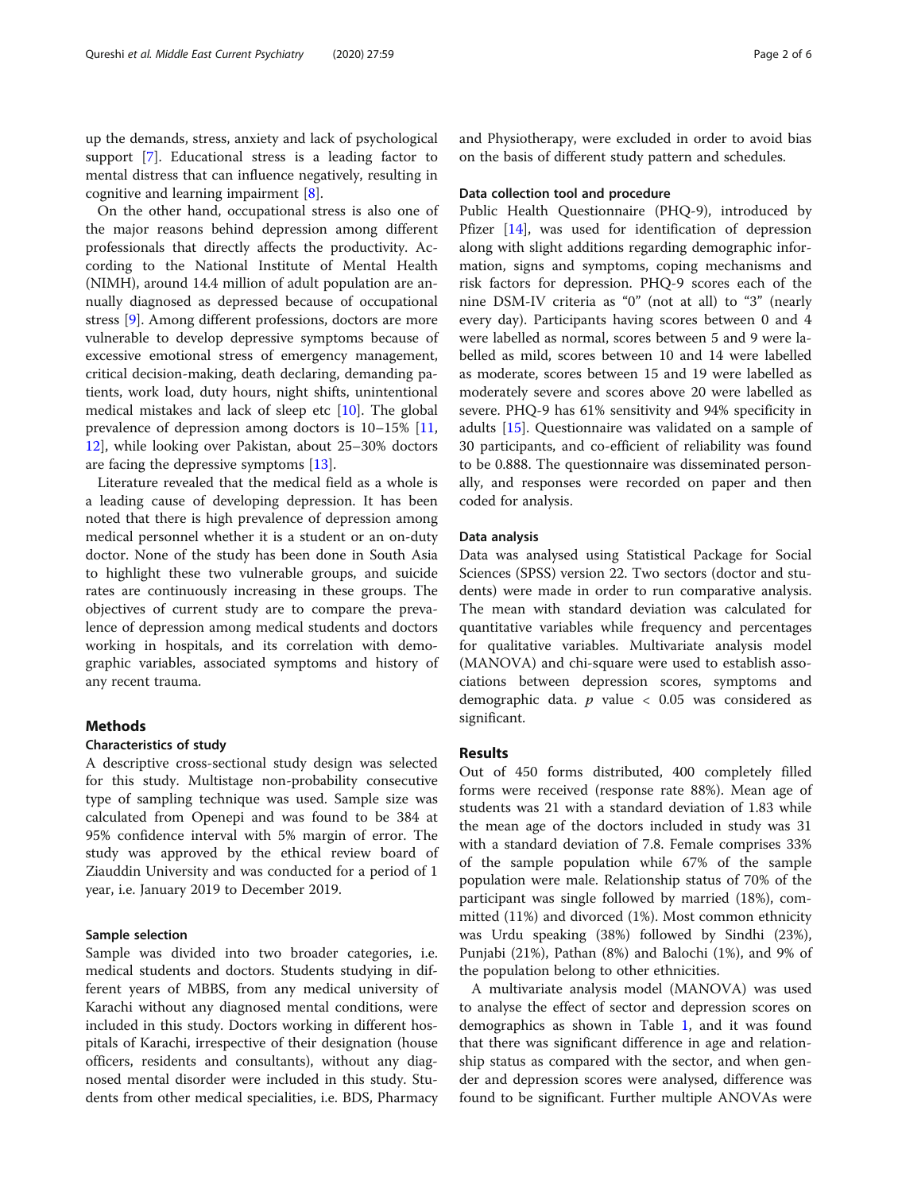up the demands, stress, anxiety and lack of psychological support [7]. Educational stress is a leading factor to mental distress that can influence negatively, resulting in cognitive and learning impairment [8].

On the other hand, occupational stress is also one of the major reasons behind depression among different professionals that directly affects the productivity. According to the National Institute of Mental Health (NIMH), around 14.4 million of adult population are annually diagnosed as depressed because of occupational stress [9]. Among different professions, doctors are more vulnerable to develop depressive symptoms because of excessive emotional stress of emergency management, critical decision-making, death declaring, demanding patients, work load, duty hours, night shifts, unintentional medical mistakes and lack of sleep etc [10]. The global prevalence of depression among doctors is 10–15% [11, 12], while looking over Pakistan, about 25–30% doctors are facing the depressive symptoms [13].

Literature revealed that the medical field as a whole is a leading cause of developing depression. It has been noted that there is high prevalence of depression among medical personnel whether it is a student or an on-duty doctor. None of the study has been done in South Asia to highlight these two vulnerable groups, and suicide rates are continuously increasing in these groups. The objectives of current study are to compare the prevalence of depression among medical students and doctors working in hospitals, and its correlation with demographic variables, associated symptoms and history of any recent trauma.

## Methods

### Characteristics of study

A descriptive cross-sectional study design was selected for this study. Multistage non-probability consecutive type of sampling technique was used. Sample size was calculated from Openepi and was found to be 384 at 95% confidence interval with 5% margin of error. The study was approved by the ethical review board of Ziauddin University and was conducted for a period of 1 year, i.e. January 2019 to December 2019.

### Sample selection

Sample was divided into two broader categories, i.e. medical students and doctors. Students studying in different years of MBBS, from any medical university of Karachi without any diagnosed mental conditions, were included in this study. Doctors working in different hospitals of Karachi, irrespective of their designation (house officers, residents and consultants), without any diagnosed mental disorder were included in this study. Students from other medical specialities, i.e. BDS, Pharmacy and Physiotherapy, were excluded in order to avoid bias on the basis of different study pattern and schedules.

### Data collection tool and procedure

Public Health Questionnaire (PHQ-9), introduced by Pfizer [14], was used for identification of depression along with slight additions regarding demographic information, signs and symptoms, coping mechanisms and risk factors for depression. PHQ-9 scores each of the nine DSM-IV criteria as "0" (not at all) to "3" (nearly every day). Participants having scores between 0 and 4 were labelled as normal, scores between 5 and 9 were labelled as mild, scores between 10 and 14 were labelled as moderate, scores between 15 and 19 were labelled as moderately severe and scores above 20 were labelled as severe. PHQ-9 has 61% sensitivity and 94% specificity in adults [15]. Questionnaire was validated on a sample of 30 participants, and co-efficient of reliability was found to be 0.888. The questionnaire was disseminated personally, and responses were recorded on paper and then coded for analysis.

### Data analysis

Data was analysed using Statistical Package for Social Sciences (SPSS) version 22. Two sectors (doctor and students) were made in order to run comparative analysis. The mean with standard deviation was calculated for quantitative variables while frequency and percentages for qualitative variables. Multivariate analysis model (MANOVA) and chi-square were used to establish associations between depression scores, symptoms and demographic data. $p$ value $< 0.05$ was considered as significant.

## Results

Out of 450 forms distributed, 400 completely filled forms were received (response rate 88%). Mean age of students was 21 with a standard deviation of 1.83 while the mean age of the doctors included in study was 31 with a standard deviation of 7.8. Female comprises 33% of the sample population while 67% of the sample population were male. Relationship status of 70% of the participant was single followed by married (18%), committed (11%) and divorced (1%). Most common ethnicity was Urdu speaking (38%) followed by Sindhi (23%), Punjabi (21%), Pathan (8%) and Balochi (1%), and 9% of the population belong to other ethnicities.

A multivariate analysis model (MANOVA) was used to analyse the effect of sector and depression scores on demographics as shown in Table 1, and it was found that there was significant difference in age and relationship status as compared with the sector, and when gender and depression scores were analysed, difference was found to be significant. Further multiple ANOVAs were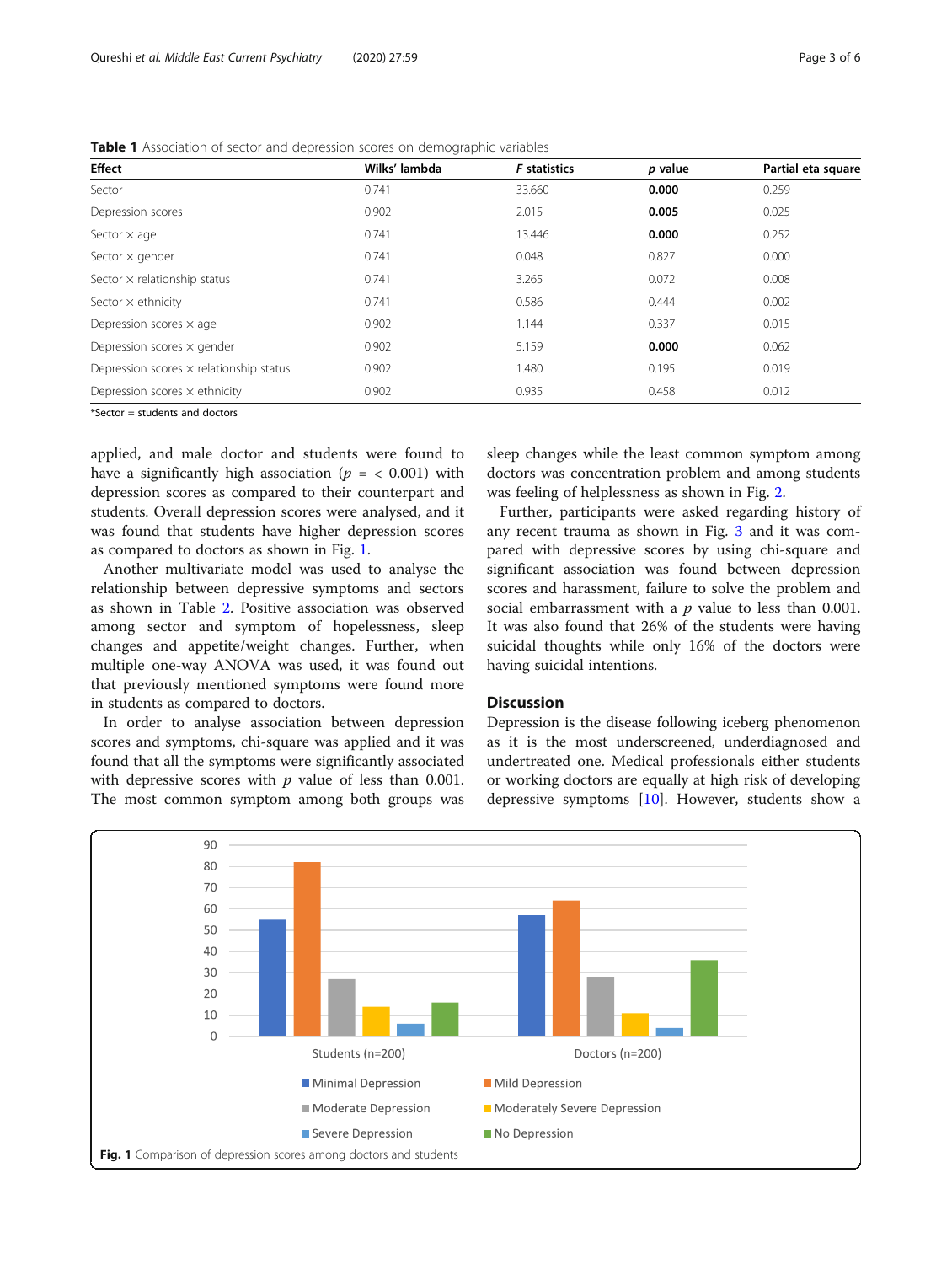**Table 1** Association of sector and depression scores on demographic variables

| Effect | Wilks' lambda | *F* statistics | *p* value | Partial eta square |
|---|---|---|---|---|
| Sector | 0.741 | 33.660 | **0.000** | 0.259 |
| Depression scores | 0.902 | 2.015 | **0.005** | 0.025 |
| Sector × age | 0.741 | 13.446 | **0.000** | 0.252 |
| Sector × gender | 0.741 | 0.048 | 0.827 | 0.000 |
| Sector × relationship status | 0.741 | 3.265 | 0.072 | 0.008 |
| Sector × ethnicity | 0.741 | 0.586 | 0.444 | 0.002 |
| Depression scores × age | 0.902 | 1.144 | 0.337 | 0.015 |
| Depression scores × gender | 0.902 | 5.159 | **0.000** | 0.062 |
| Depression scores × relationship status | 0.902 | 1.480 | 0.195 | 0.019 |
| Depression scores × ethnicity | 0.902 | 0.935 | 0.458 | 0.012 |

*Sector = students and doctors

applied, and male doctor and students were found to have a significantly high association ($p = < 0.001$) with depression scores as compared to their counterpart and students. Overall depression scores were analysed, and it was found that students have higher depression scores as compared to doctors as shown in Fig. 1.

Another multivariate model was used to analyse the relationship between depressive symptoms and sectors as shown in Table 2. Positive association was observed among sector and symptom of hopelessness, sleep changes and appetite/weight changes. Further, when multiple one-way ANOVA was used, it was found out that previously mentioned symptoms were found more in students as compared to doctors.

In order to analyse association between depression scores and symptoms, chi-square was applied and it was found that all the symptoms were significantly associated with depressive scores with $p$ value of less than 0.001. The most common symptom among both groups was sleep changes while the least common symptom among doctors was concentration problem and among students was feeling of helplessness as shown in Fig. 2.

Further, participants were asked regarding history of any recent trauma as shown in Fig. 3 and it was compared with depressive scores by using chi-square and significant association was found between depression scores and harassment, failure to solve the problem and social embarrassment with a $p$ value to less than 0.001. It was also found that 26% of the students were having suicidal thoughts while only 16% of the doctors were having suicidal intentions.

## Discussion

Depression is the disease following iceberg phenomenon as it is the most underscreened, underdiagnosed and undertreated one. Medical professionals either students or working doctors are equally at high risk of developing depressive symptoms [10]. However, students show a

**Fig. 1** Comparison of depression scores among doctors and students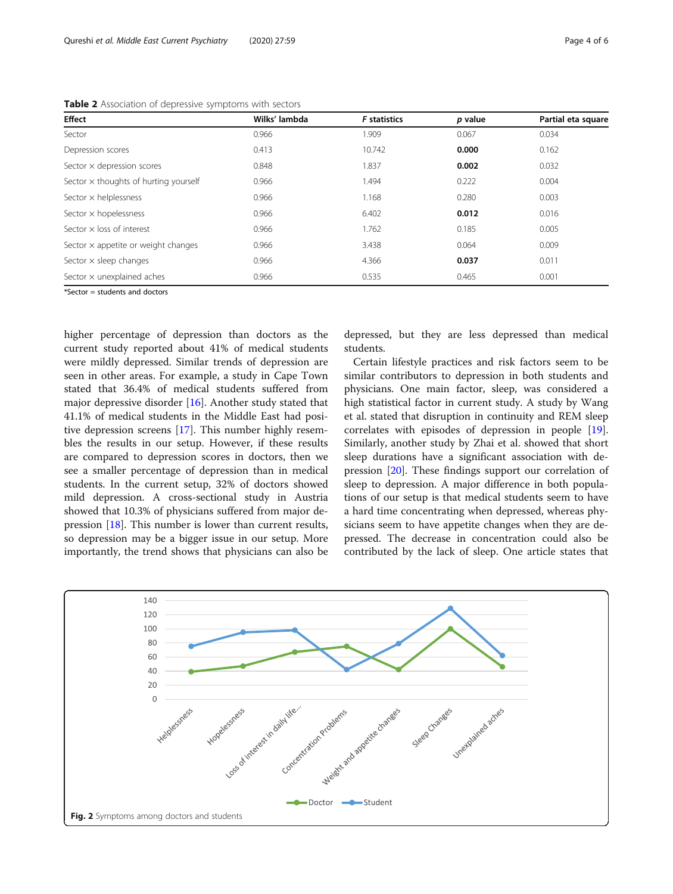**Table 2** Association of depressive symptoms with sectors

| Effect | Wilks' lambda | *F* statistics | *p* value | Partial eta square |
|---|---|---|---|---|
| Sector | 0.966 | 1.909 | 0.067 | 0.034 |
| Depression scores | 0.413 | 10.742 | **0.000** | 0.162 |
| Sector × depression scores | 0.848 | 1.837 | **0.002** | 0.032 |
| Sector × thoughts of hurting yourself | 0.966 | 1.494 | 0.222 | 0.004 |
| Sector × helplessness | 0.966 | 1.168 | 0.280 | 0.003 |
| Sector × hopelessness | 0.966 | 6.402 | **0.012** | 0.016 |
| Sector × loss of interest | 0.966 | 1.762 | 0.185 | 0.005 |
| Sector × appetite or weight changes | 0.966 | 3.438 | 0.064 | 0.009 |
| Sector × sleep changes | 0.966 | 4.366 | **0.037** | 0.011 |
| Sector × unexplained aches | 0.966 | 0.535 | 0.465 | 0.001 |

*Sector = students and doctors

higher percentage of depression than doctors as the current study reported about 41% of medical students were mildly depressed. Similar trends of depression are seen in other areas. For example, a study in Cape Town stated that 36.4% of medical students suffered from major depressive disorder [16]. Another study stated that 41.1% of medical students in the Middle East had positive depression screens [17]. This number highly resembles the results in our setup. However, if these results are compared to depression scores in doctors, then we see a smaller percentage of depression than in medical students. In the current setup, 32% of doctors showed mild depression. A cross-sectional study in Austria showed that 10.3% of physicians suffered from major depression [18]. This number is lower than current results, so depression may be a bigger issue in our setup. More importantly, the trend shows that physicians can also be depressed, but they are less depressed than medical students.

Certain lifestyle practices and risk factors seem to be similar contributors to depression in both students and physicians. One main factor, sleep, was considered a high statistical factor in current study. A study by Wang et al. stated that disruption in continuity and REM sleep correlates with episodes of depression in people [19]. Similarly, another study by Zhai et al. showed that short sleep durations have a significant association with depression [20]. These findings support our correlation of sleep to depression. A major difference in both populations of our setup is that medical students seem to have a hard time concentrating when depressed, whereas physicians seem to have appetite changes when they are depressed. The decrease in concentration could also be contributed by the lack of sleep. One article states that

**Fig. 2** Symptoms among doctors and students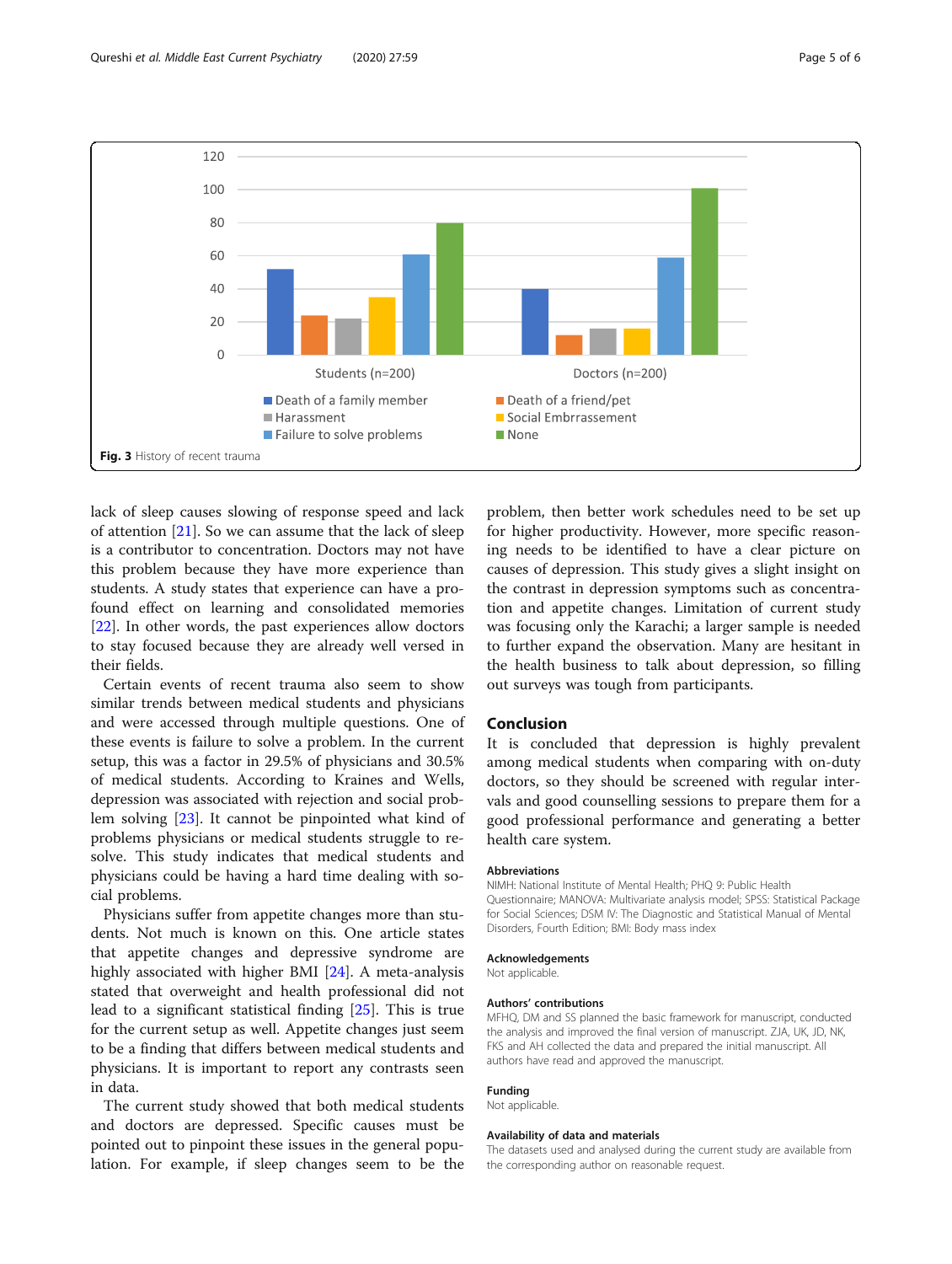Fig. 3 History of recent trauma

lack of sleep causes slowing of response speed and lack of attention [21]. So we can assume that the lack of sleep is a contributor to concentration. Doctors may not have this problem because they have more experience than students. A study states that experience can have a profound effect on learning and consolidated memories [22]. In other words, the past experiences allow doctors to stay focused because they are already well versed in their fields.

Certain events of recent trauma also seem to show similar trends between medical students and physicians and were accessed through multiple questions. One of these events is failure to solve a problem. In the current setup, this was a factor in 29.5% of physicians and 30.5% of medical students. According to Kraines and Wells, depression was associated with rejection and social problem solving [23]. It cannot be pinpointed what kind of problems physicians or medical students struggle to resolve. This study indicates that medical students and physicians could be having a hard time dealing with social problems.

Physicians suffer from appetite changes more than students. Not much is known on this. One article states that appetite changes and depressive syndrome are highly associated with higher BMI [24]. A meta-analysis stated that overweight and health professional did not lead to a significant statistical finding [25]. This is true for the current setup as well. Appetite changes just seem to be a finding that differs between medical students and physicians. It is important to report any contrasts seen in data.

The current study showed that both medical students and doctors are depressed. Specific causes must be pointed out to pinpoint these issues in the general population. For example, if sleep changes seem to be the problem, then better work schedules need to be set up for higher productivity. However, more specific reasoning needs to be identified to have a clear picture on causes of depression. This study gives a slight insight on the contrast in depression symptoms such as concentration and appetite changes. Limitation of current study was focusing only the Karachi; a larger sample is needed to further expand the observation. Many are hesitant in the health business to talk about depression, so filling out surveys was tough from participants.

## Conclusion

It is concluded that depression is highly prevalent among medical students when comparing with on-duty doctors, so they should be screened with regular intervals and good counselling sessions to prepare them for a good professional performance and generating a better health care system.

### Abbreviations

NIMH: National Institute of Mental Health; PHQ 9: Public Health Questionnaire; MANOVA: Multivariate analysis model; SPSS: Statistical Package for Social Sciences; DSM IV: The Diagnostic and Statistical Manual of Mental Disorders, Fourth Edition; BMI: Body mass index

### Acknowledgements

Not applicable.

### Authors' contributions

MFHQ, DM and SS planned the basic framework for manuscript, conducted the analysis and improved the final version of manuscript. ZJA, UK, JD, NK, FKS and AH collected the data and prepared the initial manuscript. All authors have read and approved the manuscript.

### Funding

Not applicable.

### Availability of data and materials

The datasets used and analysed during the current study are available from the corresponding author on reasonable request.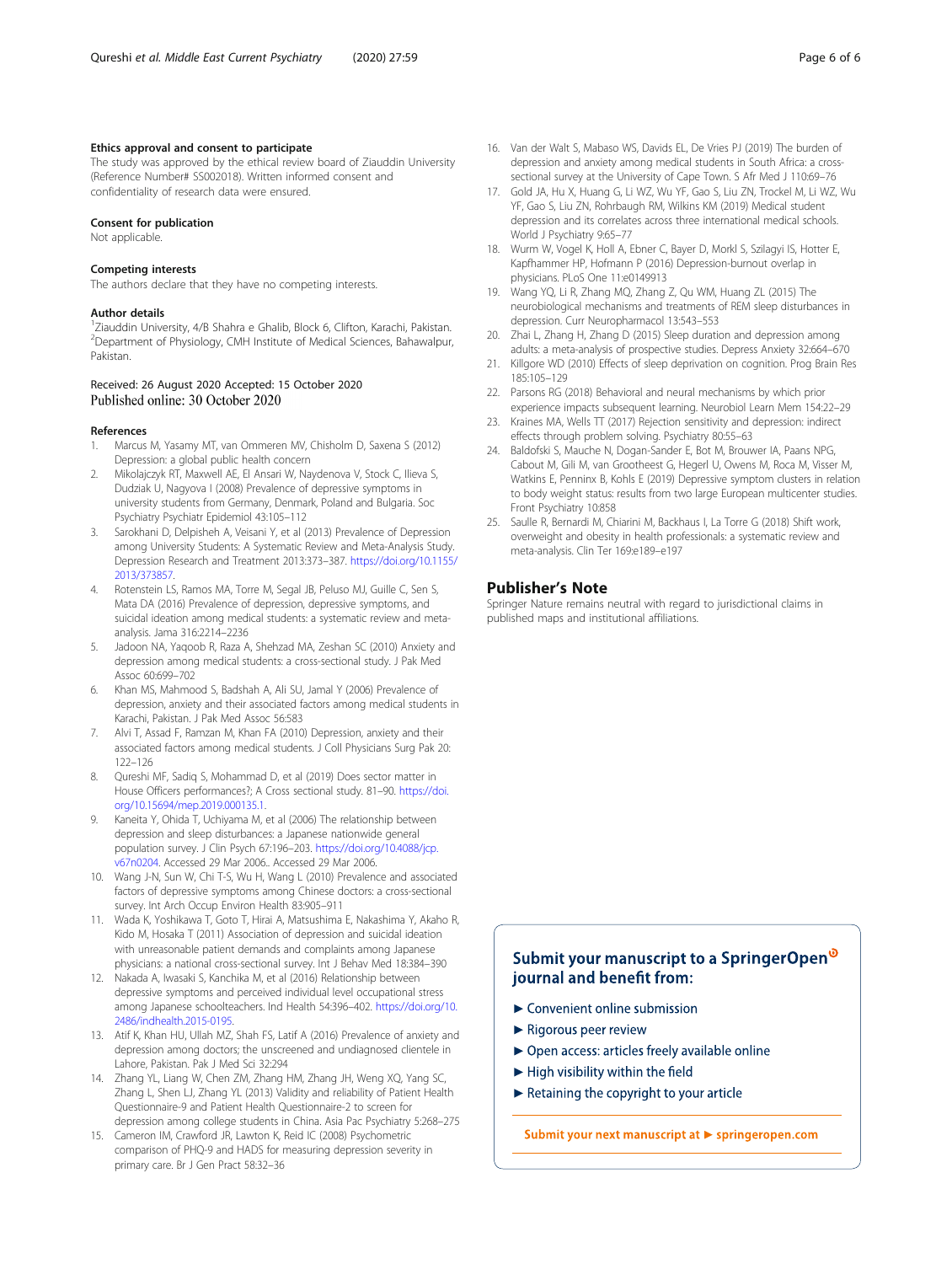#### Ethics approval and consent to participate
The study was approved by the ethical review board of Ziauddin University (Reference Number# SS002018). Written informed consent and confidentiality of research data were ensured.

#### Consent for publication
Not applicable.

#### Competing interests
The authors declare that they have no competing interests.

#### Author details
[1]Ziauddin University, 4/B Shahra e Ghalib, Block 6, Clifton, Karachi, Pakistan. [2]Department of Physiology, CMH Institute of Medical Sciences, Bahawalpur, Pakistan.

Received: 26 August 2020 Accepted: 15 October 2020
Published online: 30 October 2020

#### References
1. Marcus M, Yasamy MT, van Ommeren MV, Chisholm D, Saxena S (2012) Depression: a global public health concern
2. Mikolajczyk RT, Maxwell AE, El Ansari W, Naydenova V, Stock C, Ilieva S, Dudziak U, Nagyova I (2008) Prevalence of depressive symptoms in university students from Germany, Denmark, Poland and Bulgaria. Soc Psychiatry Psychiatr Epidemiol 43:105–112
3. Sarokhani D, Delpisheh A, Veisani Y, et al (2013) Prevalence of Depression among University Students: A Systematic Review and Meta-Analysis Study. Depression Research and Treatment 2013:373–387. https://doi.org/10.1155/2013/373857.
4. Rotenstein LS, Ramos MA, Torre M, Segal JB, Peluso MJ, Guille C, Sen S, Mata DA (2016) Prevalence of depression, depressive symptoms, and suicidal ideation among medical students: a systematic review and meta-analysis. Jama 316:2214–2236
5. Jadoon NA, Yaqoob R, Raza A, Shehzad MA, Zeshan SC (2010) Anxiety and depression among medical students: a cross-sectional study. J Pak Med Assoc 60:699–702
6. Khan MS, Mahmood S, Badshah A, Ali SU, Jamal Y (2006) Prevalence of depression, anxiety and their associated factors among medical students in Karachi, Pakistan. J Pak Med Assoc 56:583
7. Alvi T, Assad F, Ramzan M, Khan FA (2010) Depression, anxiety and their associated factors among medical students. J Coll Physicians Surg Pak 20: 122–126
8. Qureshi MF, Sadiq S, Mohammad D, et al (2019) Does sector matter in House Officers performances?; A Cross sectional study. 81–90. https://doi.org/10.15694/mep.2019.000135.1.
9. Kaneita Y, Ohida T, Uchiyama M, et al (2006) The relationship between depression and sleep disturbances: a Japanese nationwide general population survey. J Clin Psych 67:196–203. https://doi.org/10.4088/jcp.v67n0204. Accessed 29 Mar 2006.. Accessed 29 Mar 2006.
10. Wang J-N, Sun W, Chi T-S, Wu H, Wang L (2010) Prevalence and associated factors of depressive symptoms among Chinese doctors: a cross-sectional survey. Int Arch Occup Environ Health 83:905–911
11. Wada K, Yoshikawa T, Goto T, Hirai A, Matsushima E, Nakashima Y, Akaho R, Kido M, Hosaka T (2011) Association of depression and suicidal ideation with unreasonable patient demands and complaints among Japanese physicians: a national cross-sectional survey. Int J Behav Med 18:384–390
12. Nakada A, Iwasaki S, Kanchika M, et al (2016) Relationship between depressive symptoms and perceived individual level occupational stress among Japanese schoolteachers. Ind Health 54:396–402. https://doi.org/10.2486/indhealth.2015-0195.
13. Atif K, Khan HU, Ullah MZ, Shah FS, Latif A (2016) Prevalence of anxiety and depression among doctors; the unscreened and undiagnosed clientele in Lahore, Pakistan. Pak J Med Sci 32:294
14. Zhang YL, Liang W, Chen ZM, Zhang HM, Zhang JH, Weng XQ, Yang SC, Zhang L, Shen LJ, Zhang YL (2013) Validity and reliability of Patient Health Questionnaire-9 and Patient Health Questionnaire-2 to screen for depression among college students in China. Asia Pac Psychiatry 5:268–275
15. Cameron IM, Crawford JR, Lawton K, Reid IC (2008) Psychometric comparison of PHQ-9 and HADS for measuring depression severity in primary care. Br J Gen Pract 58:32–36
16. Van der Walt S, Mabaso WS, Davids EL, De Vries PJ (2019) The burden of depression and anxiety among medical students in South Africa: a cross-sectional survey at the University of Cape Town. S Afr Med J 110:69–76
17. Gold JA, Hu X, Huang G, Li WZ, Wu YF, Gao S, Liu ZN, Trockel M, Li WZ, Wu YF, Gao S, Liu ZN, Rohrbaugh RM, Wilkins KM (2019) Medical student depression and its correlates across three international medical schools. World J Psychiatry 9:65–77
18. Wurm W, Vogel K, Holl A, Ebner C, Bayer D, Morkl S, Szilagyi IS, Hotter E, Kapfhammer HP, Hofmann P (2016) Depression-burnout overlap in physicians. PLoS One 11:e0149913
19. Wang YQ, Li R, Zhang MQ, Zhang Z, Qu WM, Huang ZL (2015) The neurobiological mechanisms and treatments of REM sleep disturbances in depression. Curr Neuropharmacol 13:543–553
20. Zhai L, Zhang H, Zhang D (2015) Sleep duration and depression among adults: a meta-analysis of prospective studies. Depress Anxiety 32:664–670
21. Killgore WD (2010) Effects of sleep deprivation on cognition. Prog Brain Res 185:105–129
22. Parsons RG (2018) Behavioral and neural mechanisms by which prior experience impacts subsequent learning. Neurobiol Learn Mem 154:22–29
23. Kraines MA, Wells TT (2017) Rejection sensitivity and depression: indirect effects through problem solving. Psychiatry 80:55–63
24. Baldofski S, Mauche N, Dogan-Sander E, Bot M, Brouwer IA, Paans NPG, Cabout M, Gili M, van Grootheest G, Hegerl U, Owens M, Roca M, Visser M, Watkins E, Penninx B, Kohls E (2019) Depressive symptom clusters in relation to body weight status: results from two large European multicenter studies. Front Psychiatry 10:858
25. Saulle R, Bernardi M, Chiarini M, Backhaus I, La Torre G (2018) Shift work, overweight and obesity in health professionals: a systematic review and meta-analysis. Clin Ter 169:e189–e197

### Publisher's Note
Springer Nature remains neutral with regard to jurisdictional claims in published maps and institutional affiliations.

**Submit your manuscript to a SpringerOpen journal and benefit from:**

- ► Convenient online submission
- ► Rigorous peer review
- ► Open access: articles freely available online
- ► High visibility within the field
- ► Retaining the copyright to your article

Submit your next manuscript at ► springeropen.com